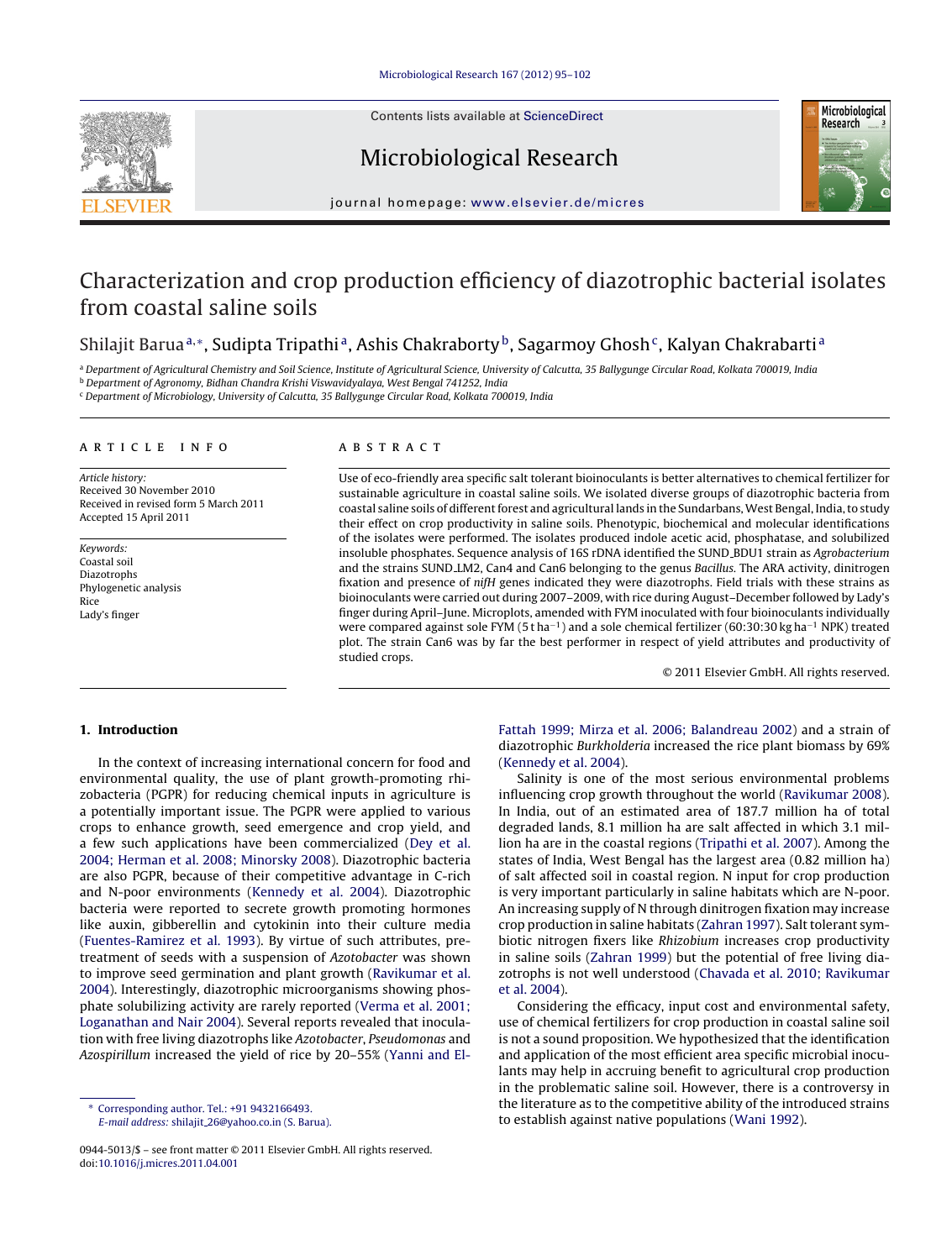# Characterization and crop production efficiency of diazotrophic bacterial isolates from coastal saline soils

Shilajit Barua[a,*], Sudipta Tripathi[a], Ashis Chakraborty[b], Sagarmoy Ghosh[c], Kalyan Chakrabarti[a]

[a] Department of Agricultural Chemistry and Soil Science, Institute of Agricultural Science, University of Calcutta, 35 Ballygunge Circular Road, Kolkata 700019, India
[b] Department of Agronomy, Bidhan Chandra Krishi Viswavidyalaya, West Bengal 741252, India
[c] Department of Microbiology, University of Calcutta, 35 Ballygunge Circular Road, Kolkata 700019, India

## ARTICLE INFO

*Article history:*
Received 30 November 2010
Received in revised form 5 March 2011
Accepted 15 April 2011

*Keywords:*
Coastal soil
Diazotrophs
Phylogenetic analysis
Rice
Lady's finger

## ABSTRACT

Use of eco-friendly area specific salt tolerant bioinoculants is better alternatives to chemical fertilizer for sustainable agriculture in coastal saline soils. We isolated diverse groups of diazotrophic bacteria from coastal saline soils of different forest and agricultural lands in the Sundarbans, West Bengal, India, to study their effect on crop productivity in saline soils. Phenotypic, biochemical and molecular identifications of the isolates were performed. The isolates produced indole acetic acid, phosphatase, and solubilized insoluble phosphates. Sequence analysis of 16S rDNA identified the SUND_BDU1 strain as *Agrobacterium* and the strains SUND_LM2, Can4 and Can6 belonging to the genus *Bacillus*. The ARA activity, dinitrogen fixation and presence of *nifH* genes indicated they were diazotrophs. Field trials with these strains as bioinoculants were carried out during 2007–2009, with rice during August–December followed by Lady's finger during April–June. Microplots, amended with FYM inoculated with four bioinoculants individually were compared against sole FYM (5 t ha$^{-1}$) and a sole chemical fertilizer (60:30:30 kg ha$^{-1}$ NPK) treated plot. The strain Can6 was by far the best performer in respect of yield attributes and productivity of studied crops.

© 2011 Elsevier GmbH. All rights reserved.

## 1. Introduction

In the context of increasing international concern for food and environmental quality, the use of plant growth-promoting rhizobacteria (PGPR) for reducing chemical inputs in agriculture is a potentially important issue. The PGPR were applied to various crops to enhance growth, seed emergence and crop yield, and a few such applications have been commercialized (Dey et al. 2004; Herman et al. 2008; Minorsky 2008). Diazotrophic bacteria are also PGPR, because of their competitive advantage in C-rich and N-poor environments (Kennedy et al. 2004). Diazotrophic bacteria were reported to secrete growth promoting hormones like auxin, gibberellin and cytokinin into their culture media (Fuentes-Ramirez et al. 1993). By virtue of such attributes, pretreatment of seeds with a suspension of *Azotobacter* was shown to improve seed germination and plant growth (Ravikumar et al. 2004). Interestingly, diazotrophic microorganisms showing phosphate solubilizing activity are rarely reported (Verma et al. 2001; Loganathan and Nair 2004). Several reports revealed that inoculation with free living diazotrophs like *Azotobacter*, *Pseudomonas* and *Azospirillum* increased the yield of rice by 20–55% (Yanni and El-Fattah 1999; Mirza et al. 2006; Balandreau 2002) and a strain of diazotrophic *Burkholderia* increased the rice plant biomass by 69% (Kennedy et al. 2004).

Salinity is one of the most serious environmental problems influencing crop growth throughout the world (Ravikumar 2008). In India, out of an estimated area of 187.7 million ha of total degraded lands, 8.1 million ha are salt affected in which 3.1 million ha are in the coastal regions (Tripathi et al. 2007). Among the states of India, West Bengal has the largest area (0.82 million ha) of salt affected soil in coastal region. N input for crop production is very important particularly in saline habitats which are N-poor. An increasing supply of N through dinitrogen fixation may increase crop production in saline habitats (Zahran 1997). Salt tolerant symbiotic nitrogen fixers like *Rhizobium* increases crop productivity in saline soils (Zahran 1999) but the potential of free living diazotrophs is not well understood (Chavada et al. 2010; Ravikumar et al. 2004).

Considering the efficacy, input cost and environmental safety, use of chemical fertilizers for crop production in coastal saline soil is not a sound proposition. We hypothesized that the identification and application of the most efficient area specific microbial inoculants may help in accruing benefit to agricultural crop production in the problematic saline soil. However, there is a controversy in the literature as to the competitive ability of the introduced strains to establish against native populations (Wani 1992).

* Corresponding author. Tel.: +91 9432166493.
*E-mail address:* shilajit_26@yahoo.co.in (S. Barua).

0944-5013/$ – see front matter © 2011 Elsevier GmbH. All rights reserved.
doi:10.1016/j.micres.2011.04.001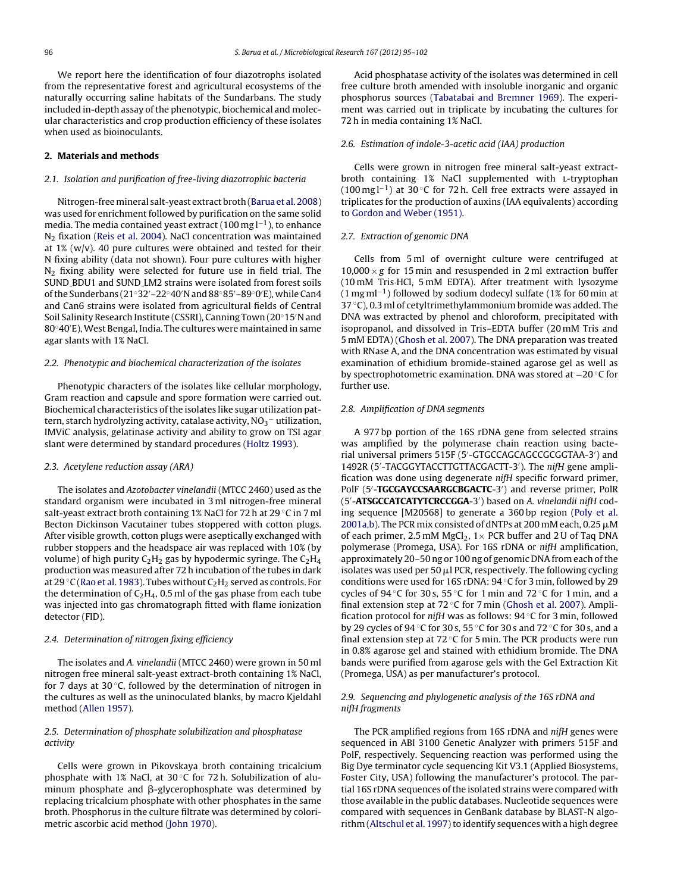We report here the identification of four diazotrophs isolated from the representative forest and agricultural ecosystems of the naturally occurring saline habitats of the Sundarbans. The study included in-depth assay of the phenotypic, biochemical and molecular characteristics and crop production efficiency of these isolates when used as bioinoculants.

## 2. Materials and methods

### 2.1. Isolation and purification of free-living diazotrophic bacteria

Nitrogen-free mineral salt-yeast extract broth (Barua et al. 2008) was used for enrichment followed by purification on the same solid media. The media contained yeast extract (100 mg $l^{-1}$), to enhance $N_2$ fixation (Reis et al. 2004). NaCl concentration was maintained at 1% (w/v). 40 pure cultures were obtained and tested for their N fixing ability (data not shown). Four pure cultures with higher $N_2$ fixing ability were selected for future use in field trial. The SUND_BDU1 and SUND_LM2 strains were isolated from forest soils of the Sunderbans (21°32′–22°40′N and 88°85′–89°0′E), while Can4 and Can6 strains were isolated from agricultural fields of Central Soil Salinity Research Institute (CSSRI), Canning Town (20°15′N and 80°40′E), West Bengal, India. The cultures were maintained in same agar slants with 1% NaCl.

### 2.2. Phenotypic and biochemical characterization of the isolates

Phenotypic characters of the isolates like cellular morphology, Gram reaction and capsule and spore formation were carried out. Biochemical characteristics of the isolates like sugar utilization pattern, starch hydrolyzing activity, catalase activity, $NO_3^-$ utilization, IMViC analysis, gelatinase activity and ability to grow on TSI agar slant were determined by standard procedures (Holtz 1993).

### 2.3. Acetylene reduction assay (ARA)

The isolates and *Azotobacter vinelandii* (MTCC 2460) used as the standard organism were incubated in 3 ml nitrogen-free mineral salt-yeast extract broth containing 1% NaCl for 72 h at 29 °C in 7 ml Becton Dickinson Vacutainer tubes stoppered with cotton plugs. After visible growth, cotton plugs were aseptically exchanged with rubber stoppers and the headspace air was replaced with 10% (by volume) of high purity $C_2H_2$ gas by hypodermic syringe. The $C_2H_4$ production was measured after 72 h incubation of the tubes in dark at 29 °C (Rao et al. 1983). Tubes without $C_2H_2$ served as controls. For the determination of $C_2H_4$, 0.5 ml of the gas phase from each tube was injected into gas chromatograph fitted with flame ionization detector (FID).

### 2.4. Determination of nitrogen fixing efficiency

The isolates and *A. vinelandii* (MTCC 2460) were grown in 50 ml nitrogen free mineral salt-yeast extract-broth containing 1% NaCl, for 7 days at 30 °C, followed by the determination of nitrogen in the cultures as well as the uninoculated blanks, by macro Kjeldahl method (Allen 1957).

### 2.5. Determination of phosphate solubilization and phosphatase activity

Cells were grown in Pikovskaya broth containing tricalcium phosphate with 1% NaCl, at 30 °C for 72 h. Solubilization of aluminum phosphate and β-glycerophosphate was determined by replacing tricalcium phosphate with other phosphates in the same broth. Phosphorus in the culture filtrate was determined by colorimetric ascorbic acid method (John 1970).

Acid phosphatase activity of the isolates was determined in cell free culture broth amended with insoluble inorganic and organic phosphorus sources (Tabatabai and Bremner 1969). The experiment was carried out in triplicate by incubating the cultures for 72 h in media containing 1% NaCl.

### 2.6. Estimation of indole-3-acetic acid (IAA) production

Cells were grown in nitrogen free mineral salt-yeast extract-broth containing 1% NaCl supplemented with L-tryptophan (100 mg $l^{-1}$) at 30 °C for 72 h. Cell free extracts were assayed in triplicates for the production of auxins (IAA equivalents) according to Gordon and Weber (1951).

### 2.7. Extraction of genomic DNA

Cells from 5 ml of overnight culture were centrifuged at 10,000 × *g* for 15 min and resuspended in 2 ml extraction buffer (10 mM Tris·HCl, 5 mM EDTA). After treatment with lysozyme (1 mg $ml^{-1}$) followed by sodium dodecyl sulfate (1% for 60 min at 37 °C), 0.3 ml of cetyltrimethylammonium bromide was added. The DNA was extracted by phenol and chloroform, precipitated with isopropanol, and dissolved in Tris–EDTA buffer (20 mM Tris and 5 mM EDTA) (Ghosh et al. 2007). The DNA preparation was treated with RNase A, and the DNA concentration was estimated by visual examination of ethidium bromide-stained agarose gel as well as by spectrophotometric examination. DNA was stored at −20 °C for further use.

### 2.8. Amplification of DNA segments

A 977 bp portion of the 16S rDNA gene from selected strains was amplified by the polymerase chain reaction using bacterial universal primers 515F (5′-GTGCCAGCAGCCGCGGTAA-3′) and 1492R (5′-TACGGYTACCTTGTTACGACTT-3′). The *nifH* gene amplification was done using degenerate *nifH* specific forward primer, PolF (5′-**TGCGAYCCSAARGCBGACTC**-3′) and reverse primer, PolR (5′-**ATSGCCATCATYTCRCCGGA**-3′) based on *A. vinelandii nifH* coding sequence [M20568] to generate a 360 bp region (Poly et al. 2001a,b). The PCR mix consisted of dNTPs at 200 mM each, 0.25 μM of each primer, 2.5 mM $MgCl_2$, 1× PCR buffer and 2 U of Taq DNA polymerase (Promega, USA). For 16S rDNA or *nifH* amplification, approximately 20–50 ng or 100 ng of genomic DNA from each of the isolates was used per 50 μl PCR, respectively. The following cycling conditions were used for 16S rDNA: 94 °C for 3 min, followed by 29 cycles of 94 °C for 30 s, 55 °C for 1 min and 72 °C for 1 min, and a final extension step at 72 °C for 7 min (Ghosh et al. 2007). Amplification protocol for *nifH* was as follows: 94 °C for 3 min, followed by 29 cycles of 94 °C for 30 s, 55 °C for 30 s and 72 °C for 30 s, and a final extension step at 72 °C for 5 min. The PCR products were run in 0.8% agarose gel and stained with ethidium bromide. The DNA bands were purified from agarose gels with the Gel Extraction Kit (Promega, USA) as per manufacturer's protocol.

### 2.9. Sequencing and phylogenetic analysis of the 16S rDNA and *nifH* fragments

The PCR amplified regions from 16S rDNA and *nifH* genes were sequenced in ABI 3100 Genetic Analyzer with primers 515F and PolF, respectively. Sequencing reaction was performed using the Big Dye terminator cycle sequencing Kit V3.1 (Applied Biosystems, Foster City, USA) following the manufacturer's protocol. The partial 16S rDNA sequences of the isolated strains were compared with those available in the public databases. Nucleotide sequences were compared with sequences in GenBank database by BLAST-N algorithm (Altschul et al. 1997) to identify sequences with a high degree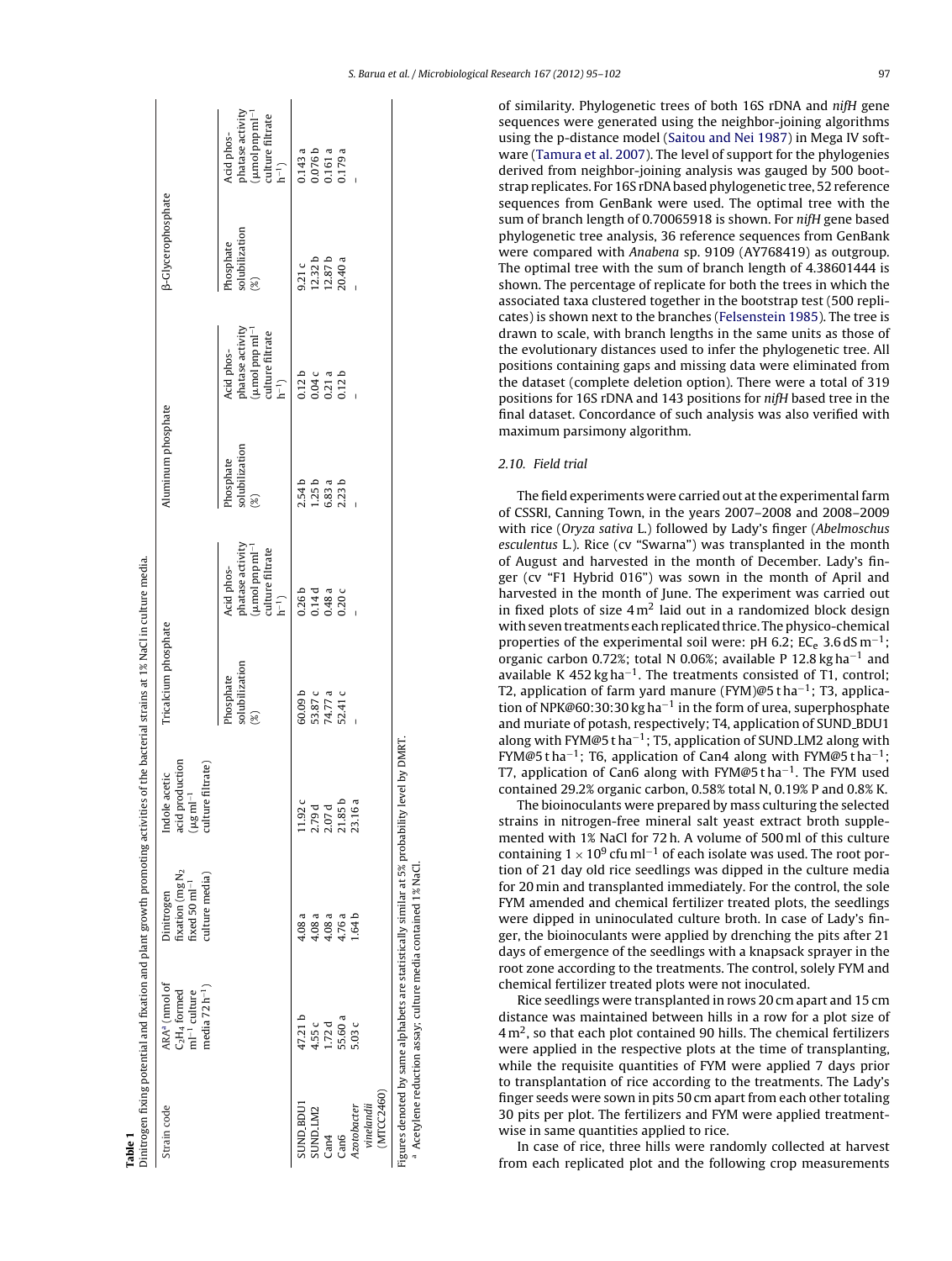**Table 1**
Dinitrogen fixing potential and fixation and plant growth promoting activities of the bacterial strains at 1% NaCl in culture media.

| Strain code | ARA[a] (nmol of $C_2H_4$ formed $ml^{-1}$ culture media $72\,h^{-1}$) | Dinitrogen fixation (mg $N_2$ fixed $50\,ml^{-1}$ culture media) | Indole acetic acid production ($\mu g\,ml^{-1}$ culture filtrate) | Tricalcium phosphate | | Aluminum phosphate | | β-Glycerophosphate | |
|---|---|---|---|---|---|---|---|---|---|
| | | | | Phosphate solubilization (%) | Acid phosphatase activity ($\mu mol\,pnp\,ml^{-1}$ culture filtrate $h^{-1}$) | Phosphate solubilization (%) | Acid phosphatase activity ($\mu mol\,pnp\,ml^{-1}$ culture filtrate $h^{-1}$) | Phosphate solubilization (%) | Acid phosphatase activity ($\mu mol\,pnp\,ml^{-1}$ culture filtrate $h^{-1}$) |
| SUND_BDU1 | 47.21 b | 4.08 a | 11.92 c | 60.09 b | 0.26 b | 2.54 b | 0.12 b | 9.21 c | 0.143 a |
| SUND_LM2 | 4.55 c | 4.08 a | 2.79 d | 53.87 c | 0.14 d | 1.25 b | 0.04 c | 12.32 b | 0.076 b |
| Can4 | 1.72 d | 4.08 a | 2.07 d | 74.77 a | 0.48 a | 6.83 a | 0.21 a | 12.87 b | 0.161 a |
| Can6 | 55.60 a | 4.76 a | 21.85 b | 52.41 c | 0.20 c | 2.23 b | 0.12 b | 20.40 a | 0.179 a |
| *Azotobacter vinelandii* (MTCC2460) | 5.03 c | 1.64 b | 23.16 a | – | – | – | – | – | – |

Figures denoted by same alphabets are statistically similar at 5% probability level by DMRT.
[a] Acetylene reduction assay; culture media contained 1% NaCl.

of similarity. Phylogenetic trees of both 16S rDNA and *nifH* gene sequences were generated using the neighbor-joining algorithms using the p-distance model (Saitou and Nei 1987) in Mega IV software (Tamura et al. 2007). The level of support for the phylogenies derived from neighbor-joining analysis was gauged by 500 bootstrap replicates. For 16S rDNA based phylogenetic tree, 52 reference sequences from GenBank were used. The optimal tree with the sum of branch length of 0.70065918 is shown. For *nifH* gene based phylogenetic tree analysis, 36 reference sequences from GenBank were compared with *Anabena* sp. 9109 (AY768419) as outgroup. The optimal tree with the sum of branch length of 4.38601444 is shown. The percentage of replicate for both the trees in which the associated taxa clustered together in the bootstrap test (500 replicates) is shown next to the branches (Felsenstein 1985). The tree is drawn to scale, with branch lengths in the same units as those of the evolutionary distances used to infer the phylogenetic tree. All positions containing gaps and missing data were eliminated from the dataset (complete deletion option). There were a total of 319 positions for 16S rDNA and 143 positions for *nifH* based tree in the final dataset. Concordance of such analysis was also verified with maximum parsimony algorithm.

### 2.10. Field trial

The field experiments were carried out at the experimental farm of CSSRI, Canning Town, in the years 2007–2008 and 2008–2009 with rice (*Oryza sativa* L.) followed by Lady's finger (*Abelmoschus esculentus* L.). Rice (cv "Swarna") was transplanted in the month of August and harvested in the month of December. Lady's finger (cv "F1 Hybrid 016") was sown in the month of April and harvested in the month of June. The experiment was carried out in fixed plots of size $4\,m^2$ laid out in a randomized block design with seven treatments each replicated thrice. The physico-chemical properties of the experimental soil were: pH 6.2; $EC_e$ $3.6\,dS\,m^{-1}$; organic carbon 0.72%; total N 0.06%; available P $12.8\,kg\,ha^{-1}$ and available K $452\,kg\,ha^{-1}$. The treatments consisted of T1, control; T2, application of farm yard manure (FYM)@$5\,t\,ha^{-1}$; T3, application of NPK@60:30:30 $kg\,ha^{-1}$ in the form of urea, superphosphate and muriate of potash, respectively; T4, application of SUND_BDU1 along with FYM@$5\,t\,ha^{-1}$; T5, application of SUND_LM2 along with FYM@$5\,t\,ha^{-1}$; T6, application of Can4 along with FYM@$5\,t\,ha^{-1}$; T7, application of Can6 along with FYM@$5\,t\,ha^{-1}$. The FYM used contained 29.2% organic carbon, 0.58% total N, 0.19% P and 0.8% K.

The bioinoculants were prepared by mass culturing the selected strains in nitrogen-free mineral salt yeast extract broth supplemented with 1% NaCl for 72 h. A volume of 500 ml of this culture containing $1 \times 10^9$ cfu $ml^{-1}$ of each isolate was used. The root portion of 21 day old rice seedlings was dipped in the culture media for 20 min and transplanted immediately. For the control, the sole FYM amended and chemical fertilizer treated plots, the seedlings were dipped in uninoculated culture broth. In case of Lady's finger, the bioinoculants were applied by drenching the pits after 21 days of emergence of the seedlings with a knapsack sprayer in the root zone according to the treatments. The control, solely FYM and chemical fertilizer treated plots were not inoculated.

Rice seedlings were transplanted in rows 20 cm apart and 15 cm distance was maintained between hills in a row for a plot size of $4\,m^2$, so that each plot contained 90 hills. The chemical fertilizers were applied in the respective plots at the time of transplanting, while the requisite quantities of FYM were applied 7 days prior to transplantation of rice according to the treatments. The Lady's finger seeds were sown in pits 50 cm apart from each other totaling 30 pits per plot. The fertilizers and FYM were applied treatment-wise in same quantities applied to rice.

In case of rice, three hills were randomly collected at harvest from each replicated plot and the following crop measurements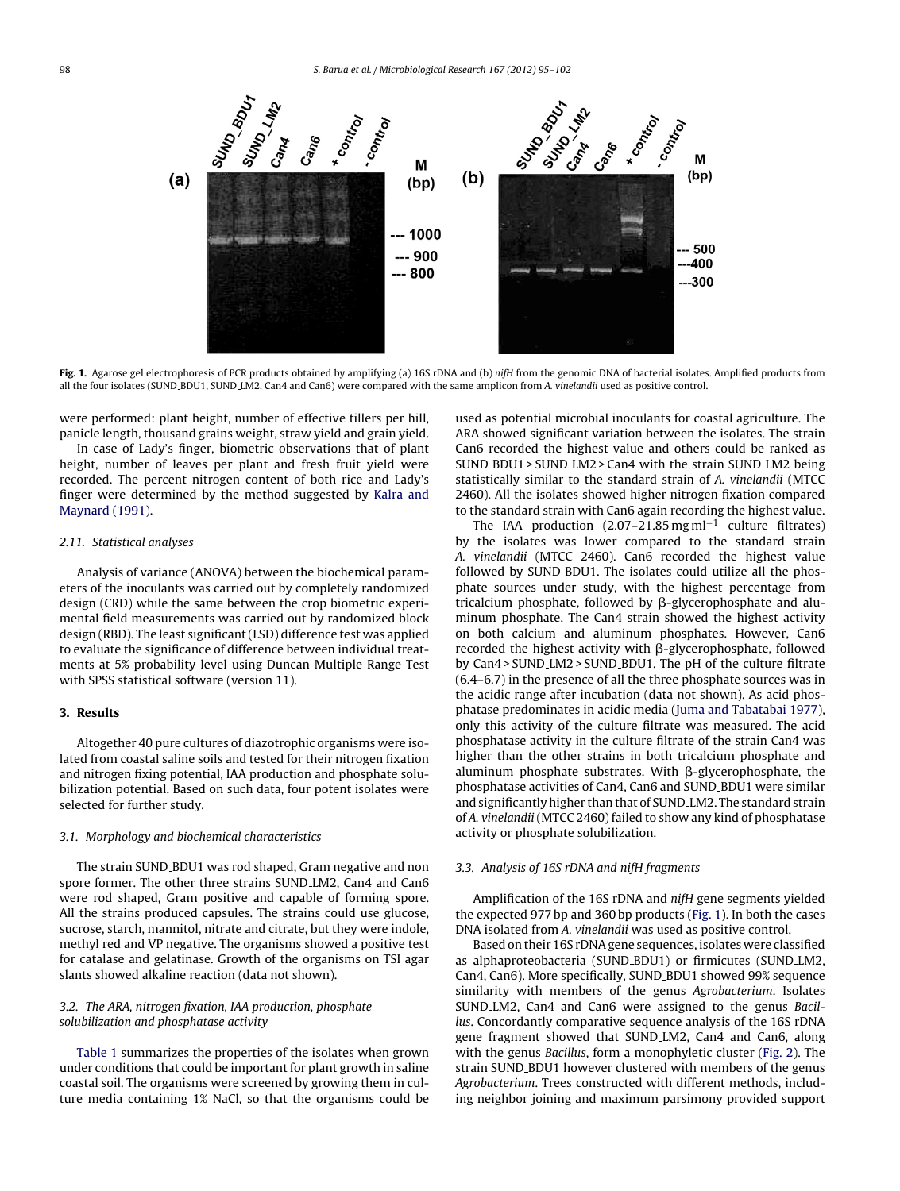Fig. 1. Agarose gel electrophoresis of PCR products obtained by amplifying (a) 16S rDNA and (b) *nifH* from the genomic DNA of bacterial isolates. Amplified products from all the four isolates (SUND_BDU1, SUND_LM2, Can4 and Can6) were compared with the same amplicon from *A. vinelandii* used as positive control.

were performed: plant height, number of effective tillers per hill, panicle length, thousand grains weight, straw yield and grain yield.

In case of Lady's finger, biometric observations that of plant height, number of leaves per plant and fresh fruit yield were recorded. The percent nitrogen content of both rice and Lady's finger were determined by the method suggested by Kalra and Maynard (1991).

### 2.11. Statistical analyses

Analysis of variance (ANOVA) between the biochemical parameters of the inoculants was carried out by completely randomized design (CRD) while the same between the crop biometric experimental field measurements was carried out by randomized block design (RBD). The least significant (LSD) difference test was applied to evaluate the significance of difference between individual treatments at 5% probability level using Duncan Multiple Range Test with SPSS statistical software (version 11).

## 3. Results

Altogether 40 pure cultures of diazotrophic organisms were isolated from coastal saline soils and tested for their nitrogen fixation and nitrogen fixing potential, IAA production and phosphate solubilization potential. Based on such data, four potent isolates were selected for further study.

### 3.1. Morphology and biochemical characteristics

The strain SUND_BDU1 was rod shaped, Gram negative and non spore former. The other three strains SUND_LM2, Can4 and Can6 were rod shaped, Gram positive and capable of forming spore. All the strains produced capsules. The strains could use glucose, sucrose, starch, mannitol, nitrate and citrate, but they were indole, methyl red and VP negative. The organisms showed a positive test for catalase and gelatinase. Growth of the organisms on TSI agar slants showed alkaline reaction (data not shown).

### 3.2. The ARA, nitrogen fixation, IAA production, phosphate solubilization and phosphatase activity

Table 1 summarizes the properties of the isolates when grown under conditions that could be important for plant growth in saline coastal soil. The organisms were screened by growing them in culture media containing 1% NaCl, so that the organisms could be used as potential microbial inoculants for coastal agriculture. The ARA showed significant variation between the isolates. The strain Can6 recorded the highest value and others could be ranked as SUND_BDU1 > SUND_LM2 > Can4 with the strain SUND_LM2 being statistically similar to the standard strain of *A. vinelandii* (MTCC 2460). All the isolates showed higher nitrogen fixation compared to the standard strain with Can6 again recording the highest value.

The IAA production (2.07–21.85 mg $ml^{-1}$ culture filtrates) by the isolates was lower compared to the standard strain *A. vinelandii* (MTCC 2460). Can6 recorded the highest value followed by SUND_BDU1. The isolates could utilize all the phosphate sources under study, with the highest percentage from tricalcium phosphate, followed by β-glycerophosphate and aluminum phosphate. The Can4 strain showed the highest activity on both calcium and aluminum phosphates. However, Can6 recorded the highest activity with β-glycerophosphate, followed by Can4 > SUND_LM2 > SUND_BDU1. The pH of the culture filtrate (6.4–6.7) in the presence of all the three phosphate sources was in the acidic range after incubation (data not shown). As acid phosphatase predominates in acidic media (Juma and Tabatabai 1977), only this activity of the culture filtrate was measured. The acid phosphatase activity in the culture filtrate of the strain Can4 was higher than the other strains in both tricalcium phosphate and aluminum phosphate substrates. With β-glycerophosphate, the phosphatase activities of Can4, Can6 and SUND_BDU1 were similar and significantly higher than that of SUND_LM2. The standard strain of *A. vinelandii* (MTCC 2460) failed to show any kind of phosphatase activity or phosphate solubilization.

### 3.3. Analysis of 16S rDNA and nifH fragments

Amplification of the 16S rDNA and *nifH* gene segments yielded the expected 977 bp and 360 bp products (Fig. 1). In both the cases DNA isolated from *A. vinelandii* was used as positive control.

Based on their 16S rDNA gene sequences, isolates were classified as alphaproteobacteria (SUND_BDU1) or firmicutes (SUND_LM2, Can4, Can6). More specifically, SUND_BDU1 showed 99% sequence similarity with members of the genus *Agrobacterium*. Isolates SUND_LM2, Can4 and Can6 were assigned to the genus *Bacillus*. Concordantly comparative sequence analysis of the 16S rDNA gene fragment showed that SUND_LM2, Can4 and Can6, along with the genus *Bacillus*, form a monophyletic cluster (Fig. 2). The strain SUND_BDU1 however clustered with members of the genus *Agrobacterium*. Trees constructed with different methods, including neighbor joining and maximum parsimony provided support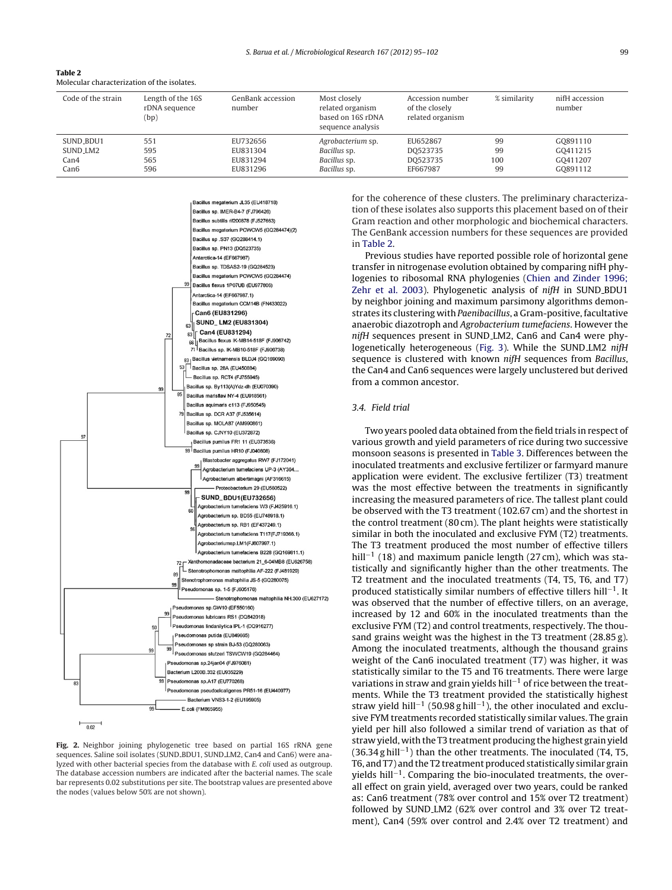**Table 2**
Molecular characterization of the isolates.

| Code of the strain | Length of the 16S rDNA sequence (bp) | GenBank accession number | Most closely related organism based on 16S rDNA sequence analysis | Accession number of the closely related organism | % similarity | nifH accession number |
|---|---|---|---|---|---|---|
| SUND_BDU1 | 551 | EU732656 | *Agrobacterium* sp. | EU652867 | 99 | GQ891110 |
| SUND_LM2 | 595 | EU831304 | *Bacillus* sp. | DQ523735 | 99 | GQ411215 |
| Can4 | 565 | EU831294 | *Bacillus* sp. | DQ523735 | 100 | GQ411207 |
| Can6 | 596 | EU831296 | *Bacillus* sp. | EF667987 | 99 | GQ891112 |

**Fig. 2.** Neighbor joining phylogenetic tree based on partial 16S rRNA gene sequences. Saline soil isolates (SUND_BDU1, SUND_LM2, Can4 and Can6) were analyzed with other bacterial species from the database with *E. coli* used as outgroup. The database accession numbers are indicated after the bacterial names. The scale bar represents 0.02 substitutions per site. The bootstrap values are presented above the nodes (values below 50% are not shown).

for the coherence of these clusters. The preliminary characterization of these isolates also supports this placement based on of their Gram reaction and other morphologic and biochemical characters. The GenBank accession numbers for these sequences are provided in Table 2.

Previous studies have reported possible role of horizontal gene transfer in nitrogenase evolution obtained by comparing nifH phylogenies to ribosomal RNA phylogenies (Chien and Zinder 1996; Zehr et al. 2003). Phylogenetic analysis of *nifH* in SUND_BDU1 by neighbor joining and maximum parsimony algorithms demonstrates its clustering with *Paenibacillus*, a Gram-positive, facultative anaerobic diazotroph and *Agrobacterium tumefaciens*. However the *nifH* sequences present in SUND_LM2, Can6 and Can4 were phylogenetically heterogeneous (Fig. 3). While the SUND_LM2 *nifH* sequence is clustered with known *nifH* sequences from *Bacillus*, the Can4 and Can6 sequences were largely unclustered but derived from a common ancestor.

### 3.4. Field trial

Two years pooled data obtained from the field trials in respect of various growth and yield parameters of rice during two successive monsoon seasons is presented in Table 3. Differences between the inoculated treatments and exclusive fertilizer or farmyard manure application were evident. The exclusive fertilizer (T3) treatment was the most effective between the treatments in significantly increasing the measured parameters of rice. The tallest plant could be observed with the T3 treatment (102.67 cm) and the shortest in the control treatment (80 cm). The plant heights were statistically similar in both the inoculated and exclusive FYM (T2) treatments. The T3 treatment produced the most number of effective tillers hill$^{-1}$ (18) and maximum panicle length (27 cm), which was statistically and significantly higher than the other treatments. The T2 treatment and the inoculated treatments (T4, T5, T6, and T7) produced statistically similar numbers of effective tillers hill$^{-1}$. It was observed that the number of effective tillers, on an average, increased by 12 and 60% in the inoculated treatments than the exclusive FYM (T2) and control treatments, respectively. The thousand grains weight was the highest in the T3 treatment (28.85 g). Among the inoculated treatments, although the thousand grains weight of the Can6 inoculated treatment (T7) was higher, it was statistically similar to the T5 and T6 treatments. There were large variations in straw and grain yields hill$^{-1}$ of rice between the treatments. While the T3 treatment provided the statistically highest straw yield hill$^{-1}$ (50.98 g hill$^{-1}$), the other inoculated and exclusive FYM treatments recorded statistically similar values. The grain yield per hill also followed a similar trend of variation as that of straw yield, with the T3 treatment producing the highest grain yield (36.34 g hill$^{-1}$) than the other treatments. The inoculated (T4, T5, T6, and T7) and the T2 treatment produced statistically similar grain yields hill$^{-1}$. Comparing the bio-inoculated treatments, the overall effect on grain yield, averaged over two years, could be ranked as: Can6 treatment (78% over control and 15% over T2 treatment) followed by SUND_LM2 (62% over control and 3% over T2 treatment), Can4 (59% over control and 2.4% over T2 treatment) and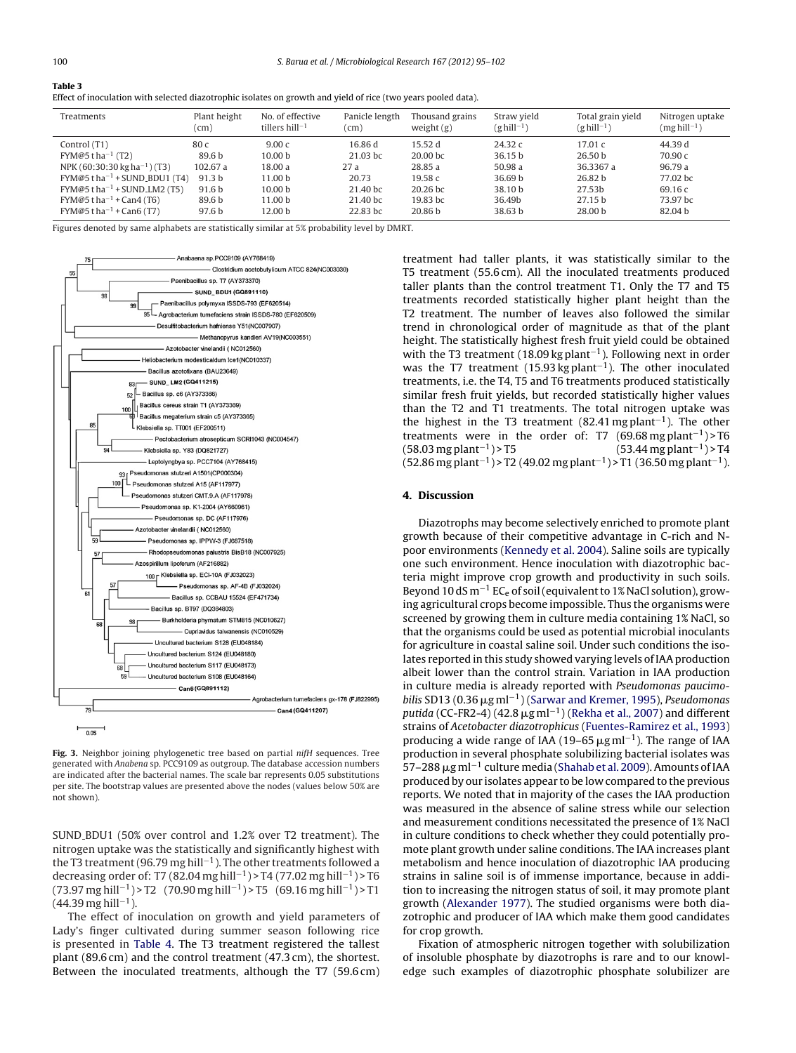**Table 3**
Effect of inoculation with selected diazotrophic isolates on growth and yield of rice (two years pooled data).

| Treatments | Plant height (cm) | No. of effective tillers $hill^{-1}$ | Panicle length (cm) | Thousand grains weight (g) | Straw yield ($g\,hill^{-1}$) | Total grain yield ($g\,hill^{-1}$) | Nitrogen uptake ($mg\,hill^{-1}$) |
|---|---|---|---|---|---|---|---|
| Control (T1) | 80 c | 9.00 c | 16.86 d | 15.52 d | 24.32 c | 17.01 c | 44.39 d |
| FYM@5 $t\,ha^{-1}$ (T2) | 89.6 b | 10.00 b | 21.03 bc | 20.00 bc | 36.15 b | 26.50 b | 70.90 c |
| NPK (60:30:30 $kg\,ha^{-1}$) (T3) | 102.67 a | 18.00 a | 27 a | 28.85 a | 50.98 a | 36.3367 a | 96.79 a |
| FYM@5 $t\,ha^{-1}$ + SUND_BDU1 (T4) | 91.3 b | 11.00 b | 20.73 | 19.58 c | 36.69 b | 26.82 b | 77.02 bc |
| FYM@5 $t\,ha^{-1}$ + SUND_LM2 (T5) | 91.6 b | 10.00 b | 21.40 bc | 20.26 bc | 38.10 b | 27.53b | 69.16 c |
| FYM@5 $t\,ha^{-1}$ + Can4 (T6) | 89.6 b | 11.00 b | 21.40 bc | 19.83 bc | 36.49b | 27.15 b | 73.97 bc |
| FYM@5 $t\,ha^{-1}$ + Can6 (T7) | 97.6 b | 12.00 b | 22.83 bc | 20.86 b | 38.63 b | 28.00 b | 82.04 b |

Figures denoted by same alphabets are statistically similar at 5% probability level by DMRT.

**Fig. 3.** Neighbor joining phylogenetic tree based on partial *nifH* sequences. Tree generated with *Anabena* sp. PCC9109 as outgroup. The database accession numbers are indicated after the bacterial names. The scale bar represents 0.05 substitutions per site. The bootstrap values are presented above the nodes (values below 50% are not shown).

SUND_BDU1 (50% over control and 1.2% over T2 treatment). The nitrogen uptake was the statistically and significantly highest with the T3 treatment (96.79 $mg\,hill^{-1}$). The other treatments followed a decreasing order of: T7 (82.04 $mg\,hill^{-1}$) > T4 (77.02 $mg\,hill^{-1}$) > T6 (73.97 $mg\,hill^{-1}$) > T2 (70.90 $mg\,hill^{-1}$) > T5 (69.16 $mg\,hill^{-1}$) > T1 (44.39 $mg\,hill^{-1}$).

The effect of inoculation on growth and yield parameters of Lady's finger cultivated during summer season following rice is presented in Table 4. The T3 treatment registered the tallest plant (89.6 cm) and the control treatment (47.3 cm), the shortest. Between the inoculated treatments, although the T7 (59.6 cm) treatment had taller plants, it was statistically similar to the T5 treatment (55.6 cm). All the inoculated treatments produced taller plants than the control treatment T1. Only the T7 and T5 treatments recorded statistically higher plant height than the T2 treatment. The number of leaves also followed the similar trend in chronological order of magnitude as that of the plant height. The statistically highest fresh fruit yield could be obtained with the T3 treatment (18.09 $kg\,plant^{-1}$). Following next in order was the T7 treatment (15.93 $kg\,plant^{-1}$). The other inoculated treatments, i.e. the T4, T5 and T6 treatments produced statistically similar fresh fruit yields, but recorded statistically higher values than the T2 and T1 treatments. The total nitrogen uptake was the highest in the T3 treatment (82.41 $mg\,plant^{-1}$). The other treatments were in the order of: T7 (69.68 $mg\,plant^{-1}$) > T6 (58.03 $mg\,plant^{-1}$) > T5 (53.44 $mg\,plant^{-1}$) > T4 (52.86 $mg\,plant^{-1}$) > T2 (49.02 $mg\,plant^{-1}$) > T1 (36.50 $mg\,plant^{-1}$).

## 4. Discussion

Diazotrophs may become selectively enriched to promote plant growth because of their competitive advantage in C-rich and N-poor environments (Kennedy et al. 2004). Saline soils are typically one such environment. Hence inoculation with diazotrophic bacteria might improve crop growth and productivity in such soils. Beyond 10 $dS\,m^{-1}$ $EC_e$ of soil (equivalent to 1% NaCl solution), growing agricultural crops become impossible. Thus the organisms were screened by growing them in culture media containing 1% NaCl, so that the organisms could be used as potential microbial inoculants for agriculture in coastal saline soil. Under such conditions the isolates reported in this study showed varying levels of IAA production albeit lower than the control strain. Variation in IAA production in culture media is already reported with *Pseudomonas paucimobilis* SD13 (0.36 $\mu g\,ml^{-1}$) (Sarwar and Kremer, 1995), *Pseudomonas putida* (CC-FR2-4) (42.8 $\mu g\,ml^{-1}$) (Rekha et al., 2007) and different strains of *Acetobacter diazotrophicus* (Fuentes-Ramirez et al., 1993) producing a wide range of IAA (19–65 $\mu g\,ml^{-1}$). The range of IAA production in several phosphate solubilizing bacterial isolates was 57–288 $\mu g\,ml^{-1}$ culture media (Shahab et al. 2009). Amounts of IAA produced by our isolates appear to be low compared to the previous reports. We noted that in majority of the cases the IAA production was measured in the absence of saline stress while our selection and measurement conditions necessitated the presence of 1% NaCl in culture conditions to check whether they could potentially promote plant growth under saline conditions. The IAA increases plant metabolism and hence inoculation of diazotrophic IAA producing strains in saline soil is of immense importance, because in addition to increasing the nitrogen status of soil, it may promote plant growth (Alexander 1977). The studied organisms were both diazotrophic and producer of IAA which make them good candidates for crop growth.

Fixation of atmospheric nitrogen together with solubilization of insoluble phosphate by diazotrophs is rare and to our knowledge such examples of diazotrophic phosphate solubilizer are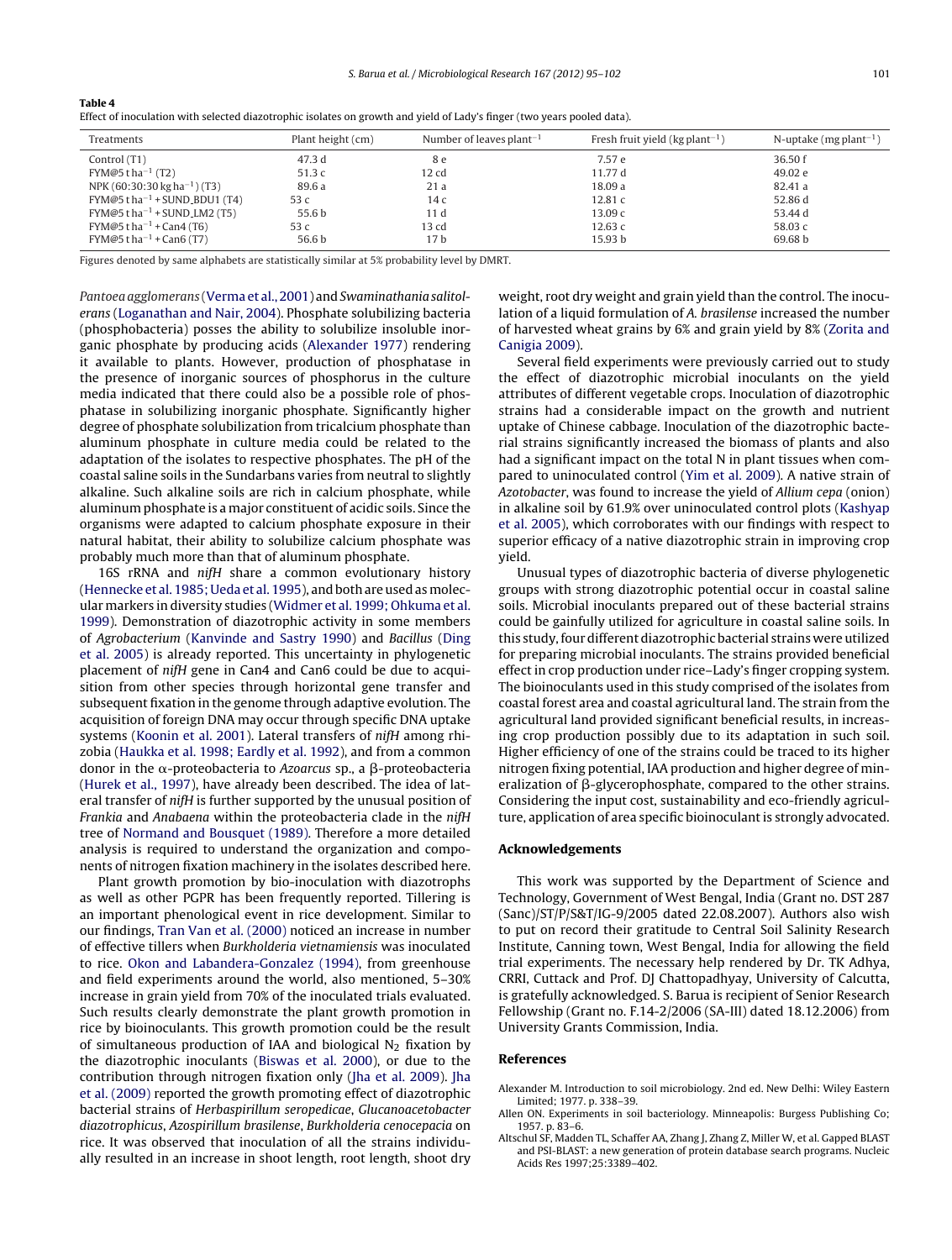**Table 4**
Effect of inoculation with selected diazotrophic isolates on growth and yield of Lady's finger (two years pooled data).

| Treatments | Plant height (cm) | Number of leaves plant$^{-1}$ | Fresh fruit yield (kg plant$^{-1}$) | N-uptake (mg plant$^{-1}$) |
|---|---|---|---|---|
| Control (T1) | 47.3 d | 8 e | 7.57 e | 36.50 f |
| FYM@5 t ha$^{-1}$ (T2) | 51.3 c | 12 cd | 11.77 d | 49.02 e |
| NPK (60:30:30 kg ha$^{-1}$) (T3) | 89.6 a | 21 a | 18.09 a | 82.41 a |
| FYM@5 t ha$^{-1}$ + SUND_BDU1 (T4) | 53 c | 14 c | 12.81 c | 52.86 d |
| FYM@5 t ha$^{-1}$ + SUND_LM2 (T5) | 55.6 b | 11 d | 13.09 c | 53.44 d |
| FYM@5 t ha$^{-1}$ + Can4 (T6) | 53 c | 13 cd | 12.63 c | 58.03 c |
| FYM@5 t ha$^{-1}$ + Can6 (T7) | 56.6 b | 17 b | 15.93 b | 69.68 b |

Figures denoted by same alphabets are statistically similar at 5% probability level by DMRT.

*Pantoea agglomerans* (Verma et al., 2001) and *Swaminathania salitolerans* (Loganathan and Nair, 2004). Phosphate solubilizing bacteria (phosphobacteria) posses the ability to solubilize insoluble inorganic phosphate by producing acids (Alexander 1977) rendering it available to plants. However, production of phosphatase in the presence of inorganic sources of phosphorus in the culture media indicated that there could also be a possible role of phosphatase in solubilizing inorganic phosphate. Significantly higher degree of phosphate solubilization from tricalcium phosphate than aluminum phosphate in culture media could be related to the adaptation of the isolates to respective phosphates. The pH of the coastal saline soils in the Sundarbans varies from neutral to slightly alkaline. Such alkaline soils are rich in calcium phosphate, while aluminum phosphate is a major constituent of acidic soils. Since the organisms were adapted to calcium phosphate exposure in their natural habitat, their ability to solubilize calcium phosphate was probably much more than that of aluminum phosphate.

16S rRNA and *nifH* share a common evolutionary history (Hennecke et al. 1985; Ueda et al. 1995), and both are used as molecular markers in diversity studies (Widmer et al. 1999; Ohkuma et al. 1999). Demonstration of diazotrophic activity in some members of *Agrobacterium* (Kanvinde and Sastry 1990) and *Bacillus* (Ding et al. 2005) is already reported. This uncertainty in phylogenetic placement of *nifH* gene in Can4 and Can6 could be due to acquisition from other species through horizontal gene transfer and subsequent fixation in the genome through adaptive evolution. The acquisition of foreign DNA may occur through specific DNA uptake systems (Koonin et al. 2001). Lateral transfers of *nifH* among rhizobia (Haukka et al. 1998; Eardly et al. 1992), and from a common donor in the α-proteobacteria to *Azoarcus* sp., a β-proteobacteria (Hurek et al., 1997), have already been described. The idea of lateral transfer of *nifH* is further supported by the unusual position of *Frankia* and *Anabaena* within the proteobacteria clade in the *nifH* tree of Normand and Bousquet (1989). Therefore a more detailed analysis is required to understand the organization and components of nitrogen fixation machinery in the isolates described here.

Plant growth promotion by bio-inoculation with diazotrophs as well as other PGPR has been frequently reported. Tillering is an important phenological event in rice development. Similar to our findings, Tran Van et al. (2000) noticed an increase in number of effective tillers when *Burkholderia vietnamiensis* was inoculated to rice. Okon and Labandera-Gonzalez (1994), from greenhouse and field experiments around the world, also mentioned, 5–30% increase in grain yield from 70% of the inoculated trials evaluated. Such results clearly demonstrate the plant growth promotion in rice by bioinoculants. This growth promotion could be the result of simultaneous production of IAA and biological $N_2$ fixation by the diazotrophic inoculants (Biswas et al. 2000), or due to the contribution through nitrogen fixation only (Jha et al. 2009). Jha et al. (2009) reported the growth promoting effect of diazotrophic bacterial strains of *Herbaspirillum seropedicae*, *Glucanoacetobacter diazotrophicus*, *Azospirillum brasilense*, *Burkholderia cenocepacia* on rice. It was observed that inoculation of all the strains individually resulted in an increase in shoot length, root length, shoot dry weight, root dry weight and grain yield than the control. The inoculation of a liquid formulation of *A. brasilense* increased the number of harvested wheat grains by 6% and grain yield by 8% (Zorita and Canigia 2009).

Several field experiments were previously carried out to study the effect of diazotrophic microbial inoculants on the yield attributes of different vegetable crops. Inoculation of diazotrophic strains had a considerable impact on the growth and nutrient uptake of Chinese cabbage. Inoculation of the diazotrophic bacterial strains significantly increased the biomass of plants and also had a significant impact on the total N in plant tissues when compared to uninoculated control (Yim et al. 2009). A native strain of *Azotobacter*, was found to increase the yield of *Allium cepa* (onion) in alkaline soil by 61.9% over uninoculated control plots (Kashyap et al. 2005), which corroborates with our findings with respect to superior efficacy of a native diazotrophic strain in improving crop yield.

Unusual types of diazotrophic bacteria of diverse phylogenetic groups with strong diazotrophic potential occur in coastal saline soils. Microbial inoculants prepared out of these bacterial strains could be gainfully utilized for agriculture in coastal saline soils. In this study, four different diazotrophic bacterial strains were utilized for preparing microbial inoculants. The strains provided beneficial effect in crop production under rice–Lady's finger cropping system. The bioinoculants used in this study comprised of the isolates from coastal forest area and coastal agricultural land. The strain from the agricultural land provided significant beneficial results, in increasing crop production possibly due to its adaptation in such soil. Higher efficiency of one of the strains could be traced to its higher nitrogen fixing potential, IAA production and higher degree of mineralization of β-glycerophosphate, compared to the other strains. Considering the input cost, sustainability and eco-friendly agriculture, application of area specific bioinoculant is strongly advocated.

## Acknowledgements

This work was supported by the Department of Science and Technology, Government of West Bengal, India (Grant no. DST 287 (Sanc)/ST/P/S&T/IG-9/2005 dated 22.08.2007). Authors also wish to put on record their gratitude to Central Soil Salinity Research Institute, Canning town, West Bengal, India for allowing the field trial experiments. The necessary help rendered by Dr. TK Adhya, CRRI, Cuttack and Prof. DJ Chattopadhyay, University of Calcutta, is gratefully acknowledged. S. Barua is recipient of Senior Research Fellowship (Grant no. F.14-2/2006 (SA-III) dated 18.12.2006) from University Grants Commission, India.

## References

Alexander M. Introduction to soil microbiology. 2nd ed. New Delhi: Wiley Eastern Limited; 1977. p. 338–39.

Allen ON. Experiments in soil bacteriology. Minneapolis: Burgess Publishing Co; 1957. p. 83–6.

Altschul SF, Madden TL, Schaffer AA, Zhang J, Zhang Z, Miller W, et al. Gapped BLAST and PSI-BLAST: a new generation of protein database search programs. Nucleic Acids Res 1997;25:3389–402.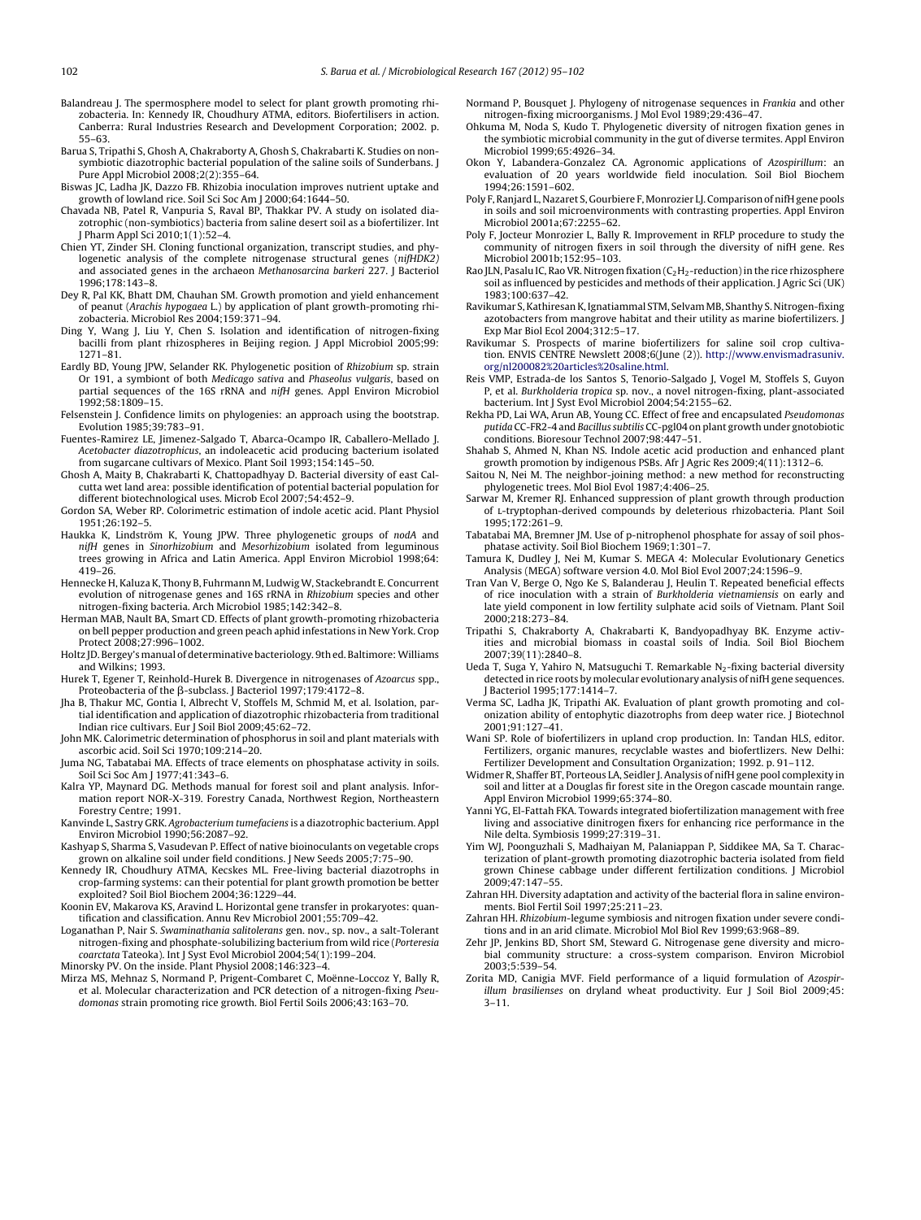Balandreau J. The spermosphere model to select for plant growth promoting rhizobacteria. In: Kennedy IR, Choudhury ATMA, editors. Biofertilisers in action. Canberra: Rural Industries Research and Development Corporation; 2002. p. 55–63.

Barua S, Tripathi S, Ghosh A, Chakraborty A, Ghosh S, Chakrabarti K. Studies on non-symbiotic diazotrophic bacterial population of the saline soils of Sunderbans. J Pure Appl Microbiol 2008;2(2):355–64.

Biswas JC, Ladha JK, Dazzo FB. Rhizobia inoculation improves nutrient uptake and growth of lowland rice. Soil Sci Soc Am J 2000;64:1644–50.

Chavada NB, Patel R, Vanpuria S, Raval BP, Thakkar PV. A study on isolated diazotrophic (non-symbiotics) bacteria from saline desert soil as a biofertilizer. Int J Pharm Appl Sci 2010;1(1):52–4.

Chien YT, Zinder SH. Cloning functional organization, transcript studies, and phylogenetic analysis of the complete nitrogenase structural genes (*nifHDK2*) and associated genes in the archaeon *Methanosarcina barkeri* 227. J Bacteriol 1996;178:143–8.

Dey R, Pal KK, Bhatt DM, Chauhan SM. Growth promotion and yield enhancement of peanut (*Arachis hypogaea* L.) by application of plant growth-promoting rhizobacteria. Microbiol Res 2004;159:371–94.

Ding Y, Wang J, Liu Y, Chen S. Isolation and identification of nitrogen-fixing bacilli from plant rhizospheres in Beijing region. J Appl Microbiol 2005;99: 1271–81.

Eardly BD, Young JPW, Selander RK. Phylogenetic position of *Rhizobium* sp. strain Or 191, a symbiont of both *Medicago sativa* and *Phaseolus vulgaris*, based on partial sequences of the 16S rRNA and *nifH* genes. Appl Environ Microbiol 1992;58:1809–15.

Felsenstein J. Confidence limits on phylogenies: an approach using the bootstrap. Evolution 1985;39:783–91.

Fuentes-Ramirez LE, Jimenez-Salgado T, Abarca-Ocampo IR, Caballero-Mellado J. *Acetobacter diazotrophicus*, an indoleacetic acid producing bacterium isolated from sugarcane cultivars of Mexico. Plant Soil 1993;154:145–50.

Ghosh A, Maity B, Chakrabarti K, Chattopadhyay D. Bacterial diversity of east Calcutta wet land area: possible identification of potential bacterial population for different biotechnological uses. Microb Ecol 2007;54:452–9.

Gordon SA, Weber RP. Colorimetric estimation of indole acetic acid. Plant Physiol 1951;26:192–5.

Haukka K, Lindström K, Young JPW. Three phylogenetic groups of *nodA* and *nifH* genes in *Sinorhizobium* and *Mesorhizobium* isolated from leguminous trees growing in Africa and Latin America. Appl Environ Microbiol 1998;64: 419–26.

Hennecke H, Kaluza K, Thony B, Fuhrmann M, Ludwig W, Stackebrandt E. Concurrent evolution of nitrogenase genes and 16S rRNA in *Rhizobium* species and other nitrogen-fixing bacteria. Arch Microbiol 1985;142:342–8.

Herman MAB, Nault BA, Smart CD. Effects of plant growth-promoting rhizobacteria on bell pepper production and green peach aphid infestations in New York. Crop Protect 2008;27:996–1002.

Holtz JD. Bergey's manual of determinative bacteriology. 9th ed. Baltimore: Williams and Wilkins; 1993.

Hurek T, Egener T, Reinhold-Hurek B. Divergence in nitrogenases of *Azoarcus* spp., Proteobacteria of the β-subclass. J Bacteriol 1997;179:4172–8.

Jha B, Thakur MC, Gontia I, Albrecht V, Stoffels M, Schmid M, et al. Isolation, partial identification and application of diazotrophic rhizobacteria from traditional Indian rice cultivars. Eur J Soil Biol 2009;45:62–72.

John MK. Colorimetric determination of phosphorus in soil and plant materials with ascorbic acid. Soil Sci 1970;109:214–20.

Juma NG, Tabatabai MA. Effects of trace elements on phosphatase activity in soils. Soil Sci Soc Am J 1977;41:343–6.

Kalra YP, Maynard DG. Methods manual for forest soil and plant analysis. Information report NOR-X-319. Forestry Canada, Northwest Region, Northeastern Forestry Centre; 1991.

Kanvinde L, Sastry GRK. *Agrobacterium tumefaciens* is a diazotrophic bacterium. Appl Environ Microbiol 1990;56:2087–92.

Kashyap S, Sharma S, Vasudevan P. Effect of native bioinoculants on vegetable crops grown on alkaline soil under field conditions. J New Seeds 2005;7:75–90.

Kennedy IR, Choudhury ATMA, Kecskes ML. Free-living bacterial diazotrophs in crop-farming systems: can their potential for plant growth promotion be better exploited? Soil Biol Biochem 2004;36:1229–44.

Koonin EV, Makarova KS, Aravind L. Horizontal gene transfer in prokaryotes: quantification and classification. Annu Rev Microbiol 2001;55:709–42.

Loganathan P, Nair S. *Swaminathania salitolerans* gen. nov., sp. nov., a salt-Tolerant nitrogen-fixing and phosphate-solubilizing bacterium from wild rice (*Porteresia coarctata* Tateoka). Int J Syst Evol Microbiol 2004;54(1):199–204.

Minorsky PV. On the inside. Plant Physiol 2008;146:323–4.

Mirza MS, Mehnaz S, Normand P, Prigent-Combaret C, Moënne-Loccoz Y, Bally R, et al. Molecular characterization and PCR detection of a nitrogen-fixing *Pseudomonas* strain promoting rice growth. Biol Fertil Soils 2006;43:163–70.

Normand P, Bousquet J. Phylogeny of nitrogenase sequences in *Frankia* and other nitrogen-fixing microorganisms. J Mol Evol 1989;29:436–47.

Ohkuma M, Noda S, Kudo T. Phylogenetic diversity of nitrogen fixation genes in the symbiotic microbial community in the gut of diverse termites. Appl Environ Microbiol 1999;65:4926–34.

Okon Y, Labandera-Gonzalez CA. Agronomic applications of *Azospirillum*: an evaluation of 20 years worldwide field inoculation. Soil Biol Biochem 1994;26:1591–602.

Poly F, Ranjard L, Nazaret S, Gourbiere F, Monrozier LJ. Comparison of nifH gene pools in soils and soil microenvironments with contrasting properties. Appl Environ Microbiol 2001a;67:2255–62.

Poly F, Jocteur Monrozier L, Bally R. Improvement in RFLP procedure to study the community of nitrogen fixers in soil through the diversity of nifH gene. Res Microbiol 2001b;152:95–103.

Rao JLN, Pasalu IC, Rao VR. Nitrogen fixation ($C_2H_2$-reduction) in the rice rhizosphere soil as influenced by pesticides and methods of their application. J Agric Sci (UK) 1983;100:637–42.

Ravikumar S, Kathiresan K, Ignatiammal STM, Selvam MB, Shanthy S. Nitrogen-fixing azotobacters from mangrove habitat and their utility as marine biofertilizers. J Exp Mar Biol Ecol 2004;312:5–17.

Ravikumar S. Prospects of marine biofertilizers for saline soil crop cultivation. ENVIS CENTRE Newslett 2008;6(June (2)). http://www.envismadrasuniv.org/nl200082%20articles%20saline.html.

Reis VMP, Estrada-de los Santos S, Tenorio-Salgado J, Vogel M, Stoffels S, Guyon P, et al. *Burkholderia tropica* sp. nov., a novel nitrogen-fixing, plant-associated bacterium. Int J Syst Evol Microbiol 2004;54:2155–62.

Rekha PD, Lai WA, Arun AB, Young CC. Effect of free and encapsulated *Pseudomonas putida* CC-FR2-4 and *Bacillus subtilis* CC-pgl04 on plant growth under gnotobiotic conditions. Bioresour Technol 2007;98:447–51.

Shahab S, Ahmed N, Khan NS. Indole acetic acid production and enhanced plant growth promotion by indigenous PSBs. Afr J Agric Res 2009;4(11):1312–6.

Saitou N, Nei M. The neighbor-joining method: a new method for reconstructing phylogenetic trees. Mol Biol Evol 1987;4:406–25.

Sarwar M, Kremer RJ. Enhanced suppression of plant growth through production of L-tryptophan-derived compounds by deleterious rhizobacteria. Plant Soil 1995;172:261–9.

Tabatabai MA, Bremner JM. Use of p-nitrophenol phosphate for assay of soil phosphatase activity. Soil Biol Biochem 1969;1:301–7.

Tamura K, Dudley J, Nei M, Kumar S. MEGA 4: Molecular Evolutionary Genetics Analysis (MEGA) software version 4.0. Mol Biol Evol 2007;24:1596–9.

Tran Van V, Berge O, Ngo Ke S, Balanderau J, Heulin T. Repeated beneficial effects of rice inoculation with a strain of *Burkholderia vietnamiensis* on early and late yield component in low fertility sulphate acid soils of Vietnam. Plant Soil 2000;218:273–84.

Tripathi S, Chakraborty A, Chakrabarti K, Bandyopadhyay BK. Enzyme activities and microbial biomass in coastal soils of India. Soil Biol Biochem 2007;39(11):2840–8.

Ueda T, Suga Y, Yahiro N, Matsuguchi T. Remarkable $N_2$-fixing bacterial diversity detected in rice roots by molecular evolutionary analysis of nifH gene sequences. J Bacteriol 1995;177:1414–7.

Verma SC, Ladha JK, Tripathi AK. Evaluation of plant growth promoting and colonization ability of entophytic diazotrophs from deep water rice. J Biotechnol 2001;91:127–41.

Wani SP. Role of biofertilizers in upland crop production. In: Tandan HLS, editor. Fertilizers, organic manures, recyclable wastes and biofertlizers. New Delhi: Fertilizer Development and Consultation Organization; 1992. p. 91–112.

Widmer R, Shaffer BT, Porteous LA, Seidler J. Analysis of nifH gene pool complexity in soil and litter at a Douglas fir forest site in the Oregon cascade mountain range. Appl Environ Microbiol 1999;65:374–80.

Yanni YG, El-Fattah FKA. Towards integrated biofertilization management with free living and associative dinitrogen fixers for enhancing rice performance in the Nile delta. Symbiosis 1999;27:319–31.

Yim WJ, Poonguzhali S, Madhaiyan M, Palaniappan P, Siddikee MA, Sa T. Characterization of plant-growth promoting diazotrophic bacteria isolated from field grown Chinese cabbage under different fertilization conditions. J Microbiol 2009;47:147–55.

Zahran HH. Diversity adaptation and activity of the bacterial flora in saline environments. Biol Fertil Soil 1997;25:211–23.

Zahran HH. *Rhizobium*-legume symbiosis and nitrogen fixation under severe conditions and in an arid climate. Microbiol Mol Biol Rev 1999;63:968–89.

Zehr JP, Jenkins BD, Short SM, Steward G. Nitrogenase gene diversity and microbial community structure: a cross-system comparison. Environ Microbiol 2003;5:539–54.

Zorita MD, Canigia MVF. Field performance of a liquid formulation of *Azospirillum brasilienses* on dryland wheat productivity. Eur J Soil Biol 2009;45: 3–11.